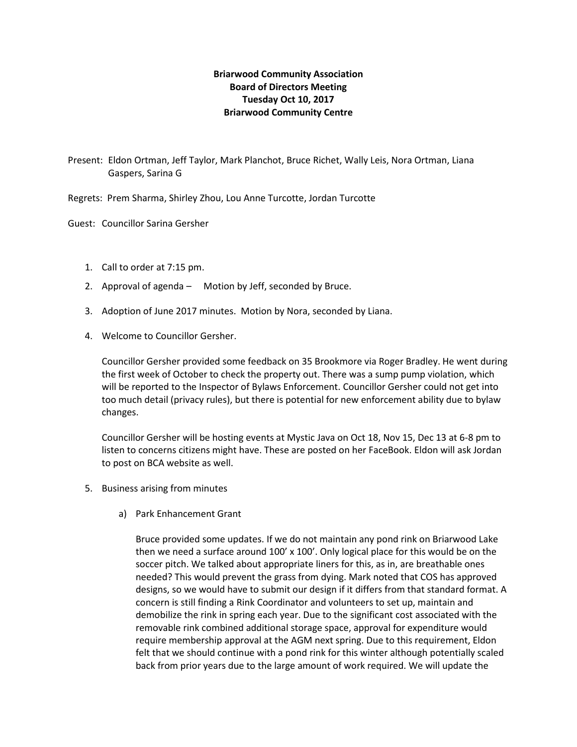**Briarwood Community Association**
**Board of Directors Meeting**
**Tuesday Oct 10, 2017**
**Briarwood Community Centre**

Present: Eldon Ortman, Jeff Taylor, Mark Planchot, Bruce Richet, Wally Leis, Nora Ortman, Liana Gaspers, Sarina G

Regrets: Prem Sharma, Shirley Zhou, Lou Anne Turcotte, Jordan Turcotte

Guest: Councillor Sarina Gersher

1. Call to order at 7:15 pm.
2. Approval of agenda – Motion by Jeff, seconded by Bruce.
3. Adoption of June 2017 minutes. Motion by Nora, seconded by Liana.
4. Welcome to Councillor Gersher.

   Councillor Gersher provided some feedback on 35 Brookmore via Roger Bradley. He went during the first week of October to check the property out. There was a sump pump violation, which will be reported to the Inspector of Bylaws Enforcement. Councillor Gersher could not get into too much detail (privacy rules), but there is potential for new enforcement ability due to bylaw changes.

   Councillor Gersher will be hosting events at Mystic Java on Oct 18, Nov 15, Dec 13 at 6-8 pm to listen to concerns citizens might have. These are posted on her FaceBook. Eldon will ask Jordan to post on BCA website as well.

5. Business arising from minutes

   a) Park Enhancement Grant

   Bruce provided some updates. If we do not maintain any pond rink on Briarwood Lake then we need a surface around 100' x 100'. Only logical place for this would be on the soccer pitch. We talked about appropriate liners for this, as in, are breathable ones needed? This would prevent the grass from dying. Mark noted that COS has approved designs, so we would have to submit our design if it differs from that standard format. A concern is still finding a Rink Coordinator and volunteers to set up, maintain and demobilize the rink in spring each year. Due to the significant cost associated with the removable rink combined additional storage space, approval for expenditure would require membership approval at the AGM next spring. Due to this requirement, Eldon felt that we should continue with a pond rink for this winter although potentially scaled back from prior years due to the large amount of work required. We will update the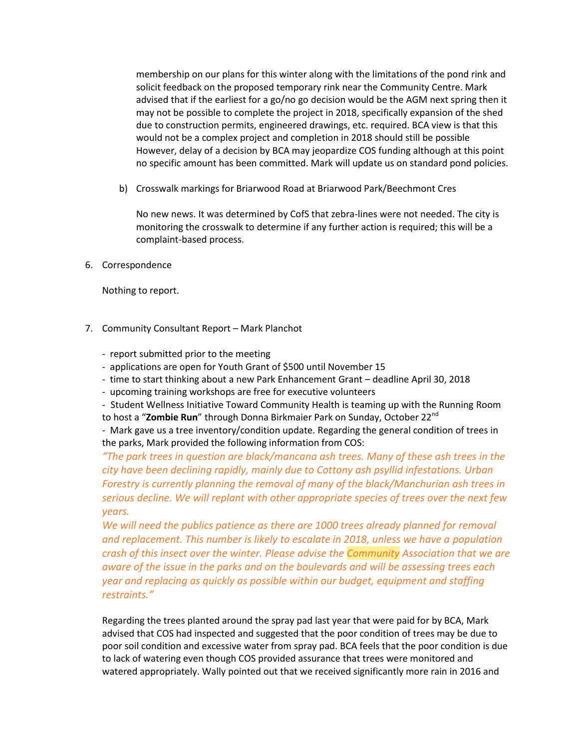membership on our plans for this winter along with the limitations of the pond rink and solicit feedback on the proposed temporary rink near the Community Centre. Mark advised that if the earliest for a go/no go decision would be the AGM next spring then it may not be possible to complete the project in 2018, specifically expansion of the shed due to construction permits, engineered drawings, etc. required. BCA view is that this would not be a complex project and completion in 2018 should still be possible However, delay of a decision by BCA may jeopardize COS funding although at this point no specific amount has been committed. Mark will update us on standard pond policies.

b) Crosswalk markings for Briarwood Road at Briarwood Park/Beechmont Cres

No new news. It was determined by CofS that zebra-lines were not needed. The city is monitoring the crosswalk to determine if any further action is required; this will be a complaint-based process.

6. Correspondence

Nothing to report.

7. Community Consultant Report – Mark Planchot

- report submitted prior to the meeting
- applications are open for Youth Grant of $500 until November 15
- time to start thinking about a new Park Enhancement Grant – deadline April 30, 2018
- upcoming training workshops are free for executive volunteers
- Student Wellness Initiative Toward Community Health is teaming up with the Running Room to host a "**Zombie Run**" through Donna Birkmaier Park on Sunday, October 22nd
- Mark gave us a tree inventory/condition update. Regarding the general condition of trees in the parks, Mark provided the following information from COS:

*"The park trees in question are black/mancana ash trees. Many of these ash trees in the city have been declining rapidly, mainly due to Cottony ash psyllid infestations. Urban Forestry is currently planning the removal of many of the black/Manchurian ash trees in serious decline. We will replant with other appropriate species of trees over the next few years.*

*We will need the publics patience as there are 1000 trees already planned for removal and replacement. This number is likely to escalate in 2018, unless we have a population crash of this insect over the winter. Please advise the Community Association that we are aware of the issue in the parks and on the boulevards and will be assessing trees each year and replacing as quickly as possible within our budget, equipment and staffing restraints."*

Regarding the trees planted around the spray pad last year that were paid for by BCA, Mark advised that COS had inspected and suggested that the poor condition of trees may be due to poor soil condition and excessive water from spray pad. BCA feels that the poor condition is due to lack of watering even though COS provided assurance that trees were monitored and watered appropriately. Wally pointed out that we received significantly more rain in 2016 and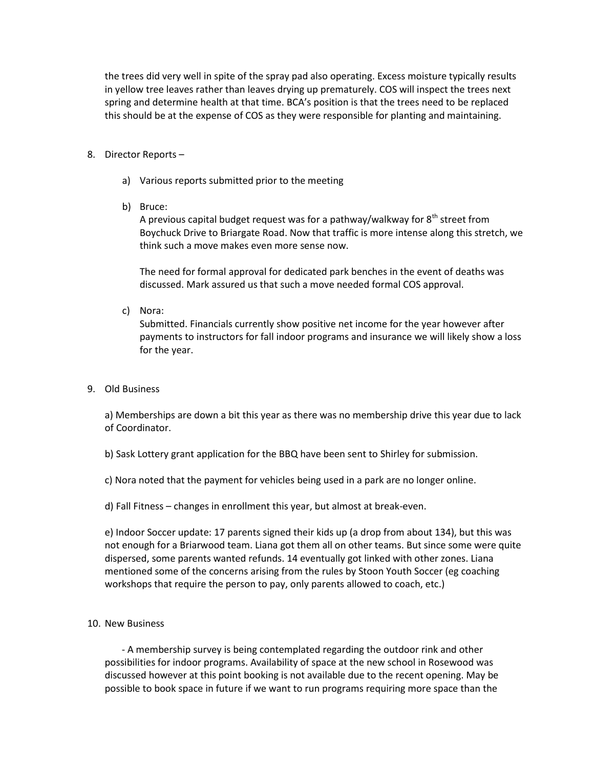the trees did very well in spite of the spray pad also operating. Excess moisture typically results in yellow tree leaves rather than leaves drying up prematurely. COS will inspect the trees next spring and determine health at that time. BCA's position is that the trees need to be replaced this should be at the expense of COS as they were responsible for planting and maintaining.

8. Director Reports –

   a) Various reports submitted prior to the meeting

   b) Bruce:
      A previous capital budget request was for a pathway/walkway for 8th street from Boychuck Drive to Briargate Road. Now that traffic is more intense along this stretch, we think such a move makes even more sense now.

      The need for formal approval for dedicated park benches in the event of deaths was discussed. Mark assured us that such a move needed formal COS approval.

   c) Nora:
      Submitted. Financials currently show positive net income for the year however after payments to instructors for fall indoor programs and insurance we will likely show a loss for the year.

9. Old Business

   a) Memberships are down a bit this year as there was no membership drive this year due to lack of Coordinator.

   b) Sask Lottery grant application for the BBQ have been sent to Shirley for submission.

   c) Nora noted that the payment for vehicles being used in a park are no longer online.

   d) Fall Fitness – changes in enrollment this year, but almost at break-even.

   e) Indoor Soccer update: 17 parents signed their kids up (a drop from about 134), but this was not enough for a Briarwood team. Liana got them all on other teams. But since some were quite dispersed, some parents wanted refunds. 14 eventually got linked with other zones. Liana mentioned some of the concerns arising from the rules by Stoon Youth Soccer (eg coaching workshops that require the person to pay, only parents allowed to coach, etc.)

10. New Business

   - A membership survey is being contemplated regarding the outdoor rink and other possibilities for indoor programs. Availability of space at the new school in Rosewood was discussed however at this point booking is not available due to the recent opening. May be possible to book space in future if we want to run programs requiring more space than the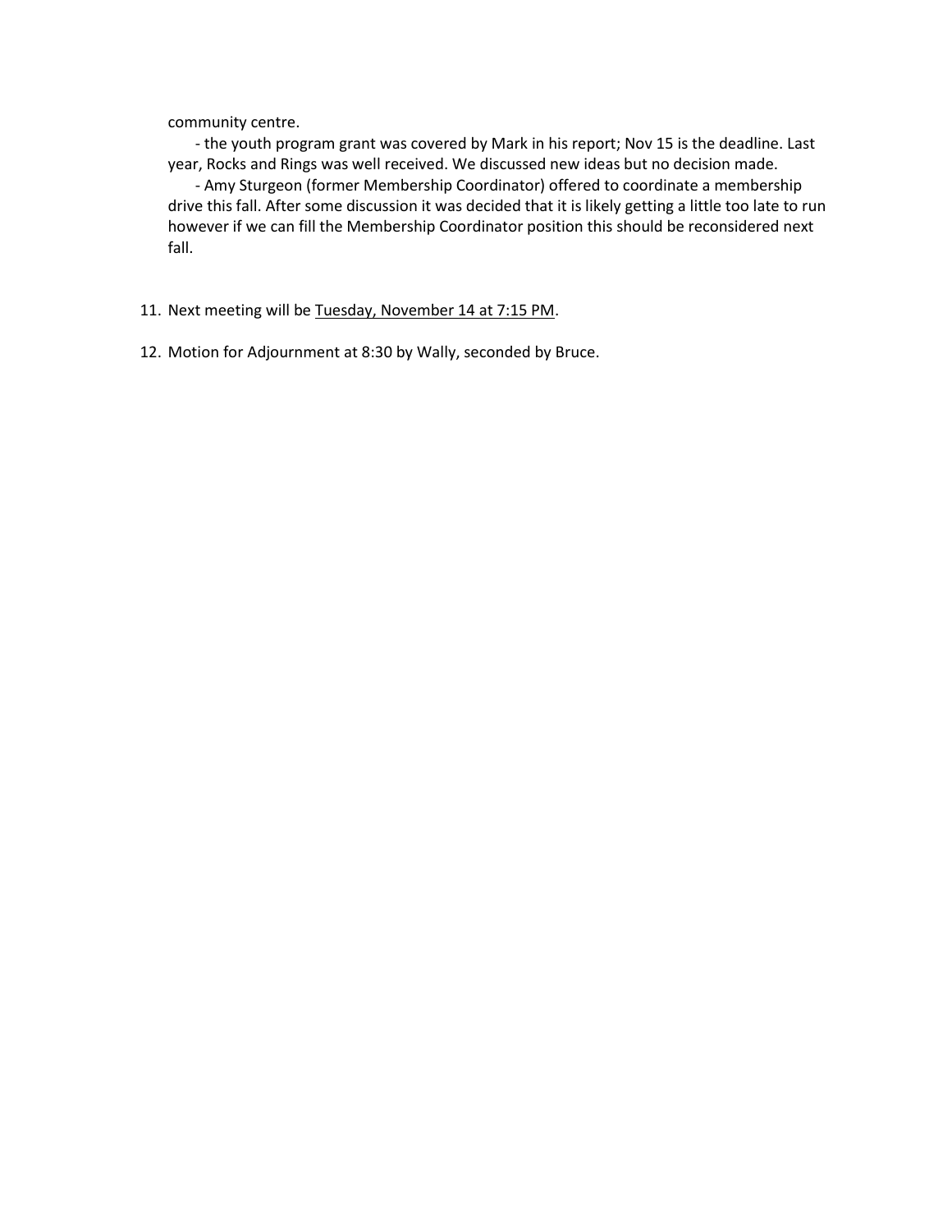community centre.

- the youth program grant was covered by Mark in his report; Nov 15 is the deadline. Last year, Rocks and Rings was well received. We discussed new ideas but no decision made.
- Amy Sturgeon (former Membership Coordinator) offered to coordinate a membership drive this fall. After some discussion it was decided that it is likely getting a little too late to run however if we can fill the Membership Coordinator position this should be reconsidered next fall.

11. Next meeting will be Tuesday, November 14 at 7:15 PM.

12. Motion for Adjournment at 8:30 by Wally, seconded by Bruce.